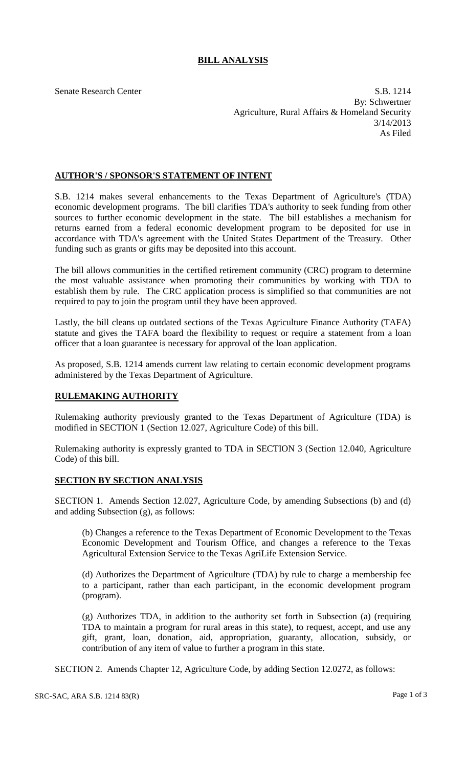# BILL ANALYSIS

Senate Research Center

S.B. 1214
By: Schwertner
Agriculture, Rural Affairs & Homeland Security
3/14/2013
As Filed

## AUTHOR'S / SPONSOR'S STATEMENT OF INTENT

S.B. 1214 makes several enhancements to the Texas Department of Agriculture's (TDA) economic development programs. The bill clarifies TDA's authority to seek funding from other sources to further economic development in the state. The bill establishes a mechanism for returns earned from a federal economic development program to be deposited for use in accordance with TDA's agreement with the United States Department of the Treasury. Other funding such as grants or gifts may be deposited into this account.

The bill allows communities in the certified retirement community (CRC) program to determine the most valuable assistance when promoting their communities by working with TDA to establish them by rule. The CRC application process is simplified so that communities are not required to pay to join the program until they have been approved.

Lastly, the bill cleans up outdated sections of the Texas Agriculture Finance Authority (TAFA) statute and gives the TAFA board the flexibility to request or require a statement from a loan officer that a loan guarantee is necessary for approval of the loan application.

As proposed, S.B. 1214 amends current law relating to certain economic development programs administered by the Texas Department of Agriculture.

## RULEMAKING AUTHORITY

Rulemaking authority previously granted to the Texas Department of Agriculture (TDA) is modified in SECTION 1 (Section 12.027, Agriculture Code) of this bill.

Rulemaking authority is expressly granted to TDA in SECTION 3 (Section 12.040, Agriculture Code) of this bill.

## SECTION BY SECTION ANALYSIS

SECTION 1. Amends Section 12.027, Agriculture Code, by amending Subsections (b) and (d) and adding Subsection (g), as follows:

(b) Changes a reference to the Texas Department of Economic Development to the Texas Economic Development and Tourism Office, and changes a reference to the Texas Agricultural Extension Service to the Texas AgriLife Extension Service.

(d) Authorizes the Department of Agriculture (TDA) by rule to charge a membership fee to a participant, rather than each participant, in the economic development program (program).

(g) Authorizes TDA, in addition to the authority set forth in Subsection (a) (requiring TDA to maintain a program for rural areas in this state), to request, accept, and use any gift, grant, loan, donation, aid, appropriation, guaranty, allocation, subsidy, or contribution of any item of value to further a program in this state.

SECTION 2. Amends Chapter 12, Agriculture Code, by adding Section 12.0272, as follows: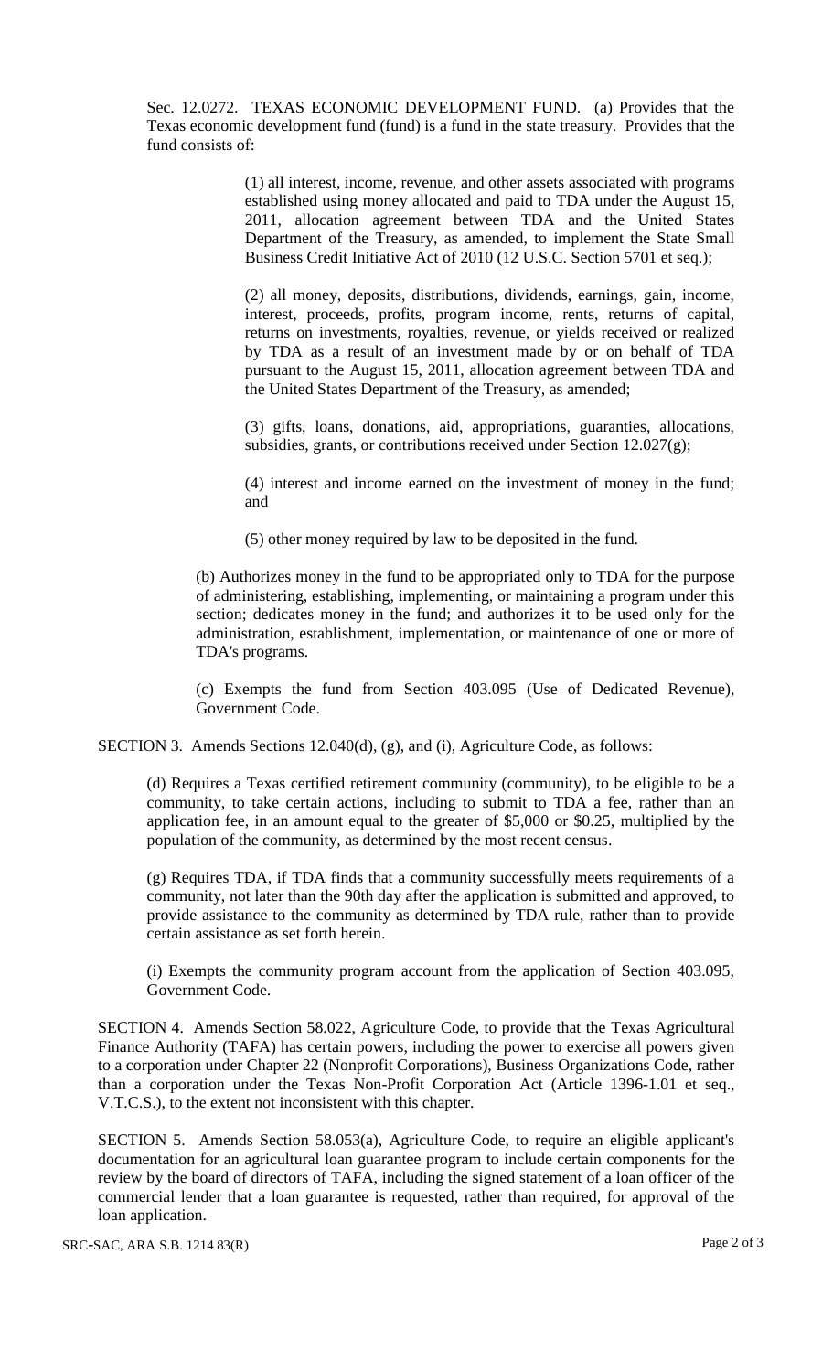Sec. 12.0272. TEXAS ECONOMIC DEVELOPMENT FUND. (a) Provides that the Texas economic development fund (fund) is a fund in the state treasury. Provides that the fund consists of:

(1) all interest, income, revenue, and other assets associated with programs established using money allocated and paid to TDA under the August 15, 2011, allocation agreement between TDA and the United States Department of the Treasury, as amended, to implement the State Small Business Credit Initiative Act of 2010 (12 U.S.C. Section 5701 et seq.);

(2) all money, deposits, distributions, dividends, earnings, gain, income, interest, proceeds, profits, program income, rents, returns of capital, returns on investments, royalties, revenue, or yields received or realized by TDA as a result of an investment made by or on behalf of TDA pursuant to the August 15, 2011, allocation agreement between TDA and the United States Department of the Treasury, as amended;

(3) gifts, loans, donations, aid, appropriations, guaranties, allocations, subsidies, grants, or contributions received under Section 12.027(g);

(4) interest and income earned on the investment of money in the fund; and

(5) other money required by law to be deposited in the fund.

(b) Authorizes money in the fund to be appropriated only to TDA for the purpose of administering, establishing, implementing, or maintaining a program under this section; dedicates money in the fund; and authorizes it to be used only for the administration, establishment, implementation, or maintenance of one or more of TDA's programs.

(c) Exempts the fund from Section 403.095 (Use of Dedicated Revenue), Government Code.

SECTION 3. Amends Sections 12.040(d), (g), and (i), Agriculture Code, as follows:

(d) Requires a Texas certified retirement community (community), to be eligible to be a community, to take certain actions, including to submit to TDA a fee, rather than an application fee, in an amount equal to the greater of $5,000 or $0.25, multiplied by the population of the community, as determined by the most recent census.

(g) Requires TDA, if TDA finds that a community successfully meets requirements of a community, not later than the 90th day after the application is submitted and approved, to provide assistance to the community as determined by TDA rule, rather than to provide certain assistance as set forth herein.

(i) Exempts the community program account from the application of Section 403.095, Government Code.

SECTION 4. Amends Section 58.022, Agriculture Code, to provide that the Texas Agricultural Finance Authority (TAFA) has certain powers, including the power to exercise all powers given to a corporation under Chapter 22 (Nonprofit Corporations), Business Organizations Code, rather than a corporation under the Texas Non-Profit Corporation Act (Article 1396-1.01 et seq., V.T.C.S.), to the extent not inconsistent with this chapter.

SECTION 5. Amends Section 58.053(a), Agriculture Code, to require an eligible applicant's documentation for an agricultural loan guarantee program to include certain components for the review by the board of directors of TAFA, including the signed statement of a loan officer of the commercial lender that a loan guarantee is requested, rather than required, for approval of the loan application.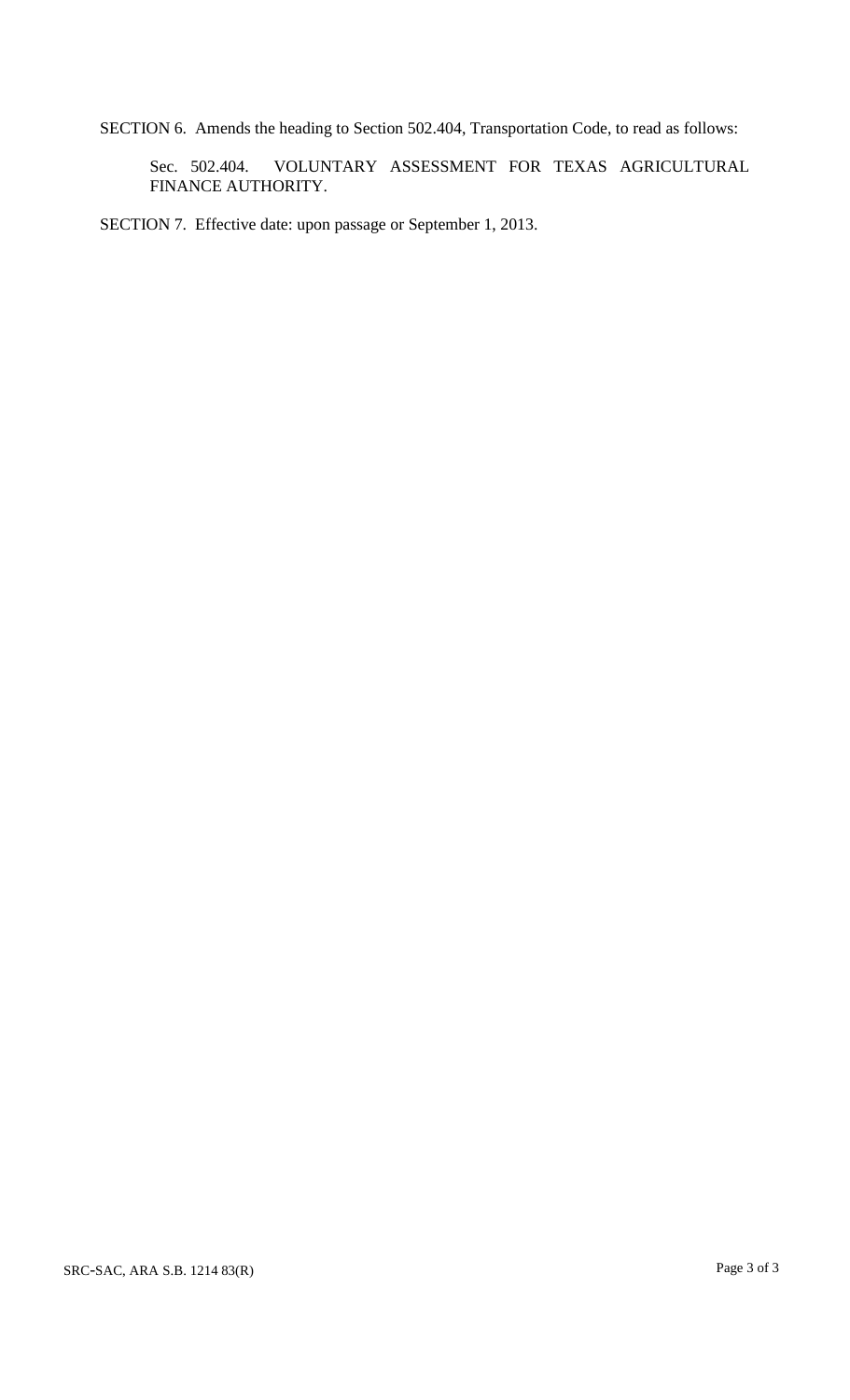SECTION 6. Amends the heading to Section 502.404, Transportation Code, to read as follows:

> Sec. 502.404. VOLUNTARY ASSESSMENT FOR TEXAS AGRICULTURAL FINANCE AUTHORITY.

SECTION 7. Effective date: upon passage or September 1, 2013.